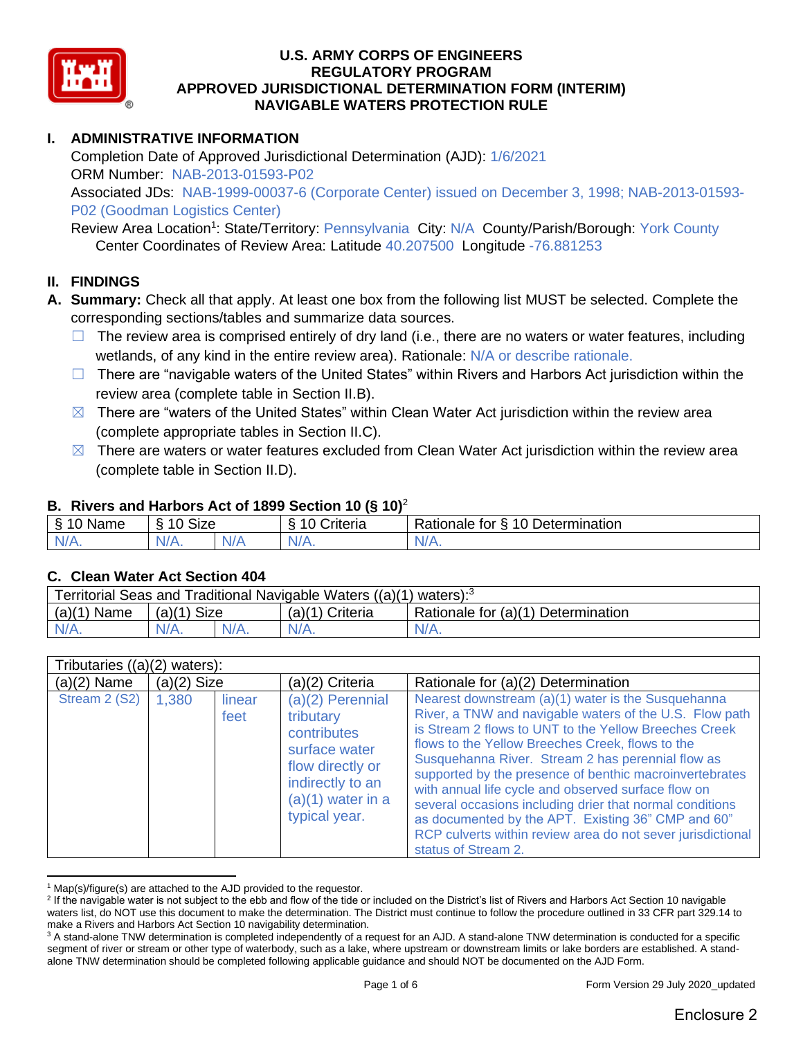# U.S. ARMY CORPS OF ENGINEERS
# REGULATORY PROGRAM
# APPROVED JURISDICTIONAL DETERMINATION FORM (INTERIM)
# NAVIGABLE WATERS PROTECTION RULE

## I. ADMINISTRATIVE INFORMATION

Completion Date of Approved Jurisdictional Determination (AJD): 1/6/2021
ORM Number: NAB-2013-01593-P02
Associated JDs: NAB-1999-00037-6 (Corporate Center) issued on December 3, 1998; NAB-2013-01593-P02 (Goodman Logistics Center)
Review Area Location[1]: State/Territory: Pennsylvania City: N/A County/Parish/Borough: York County
Center Coordinates of Review Area: Latitude 40.207500 Longitude -76.881253

## II. FINDINGS

**A. Summary:** Check all that apply. At least one box from the following list MUST be selected. Complete the corresponding sections/tables and summarize data sources.

- ☐ The review area is comprised entirely of dry land (i.e., there are no waters or water features, including wetlands, of any kind in the entire review area). Rationale: N/A or describe rationale.
- ☐ There are "navigable waters of the United States" within Rivers and Harbors Act jurisdiction within the review area (complete table in Section II.B).
- ☒ There are "waters of the United States" within Clean Water Act jurisdiction within the review area (complete appropriate tables in Section II.C).
- ☒ There are waters or water features excluded from Clean Water Act jurisdiction within the review area (complete table in Section II.D).

### B. Rivers and Harbors Act of 1899 Section 10 (§ 10)[2]

| § 10 Name | § 10 Size | | § 10 Criteria | Rationale for § 10 Determination |
|---|---|---|---|---|
| N/A. | N/A. | N/A | N/A. | N/A. |

### C. Clean Water Act Section 404

| Territorial Seas and Traditional Navigable Waters ((a)(1) waters):[3] | | | | |
|---|---|---|---|---|
| (a)(1) Name | (a)(1) Size | | (a)(1) Criteria | Rationale for (a)(1) Determination |
| N/A. | N/A. | N/A. | N/A. | N/A. |

| Tributaries ((a)(2) waters): | | | | |
|---|---|---|---|---|
| (a)(2) Name | (a)(2) Size | | (a)(2) Criteria | Rationale for (a)(2) Determination |
| Stream 2 (S2) | 1,380 | linear feet | (a)(2) Perennial tributary contributes surface water flow directly or indirectly to an (a)(1) water in a typical year. | Nearest downstream (a)(1) water is the Susquehanna River, a TNW and navigable waters of the U.S. Flow path is Stream 2 flows to UNT to the Yellow Breeches Creek flows to the Yellow Breeches Creek, flows to the Susquehanna River. Stream 2 has perennial flow as supported by the presence of benthic macroinvertebrates with annual life cycle and observed surface flow on several occasions including drier that normal conditions as documented by the APT. Existing 36" CMP and 60" RCP culverts within review area do not sever jurisdictional status of Stream 2. |

[1] Map(s)/figure(s) are attached to the AJD provided to the requestor.
[2] If the navigable water is not subject to the ebb and flow of the tide or included on the District's list of Rivers and Harbors Act Section 10 navigable waters list, do NOT use this document to make the determination. The District must continue to follow the procedure outlined in 33 CFR part 329.14 to make a Rivers and Harbors Act Section 10 navigability determination.
[3] A stand-alone TNW determination is completed independently of a request for an AJD. A stand-alone TNW determination is conducted for a specific segment of river or stream or other type of waterbody, such as a lake, where upstream or downstream limits or lake borders are established. A stand-alone TNW determination should be completed following applicable guidance and should NOT be documented on the AJD Form.

Enclosure 2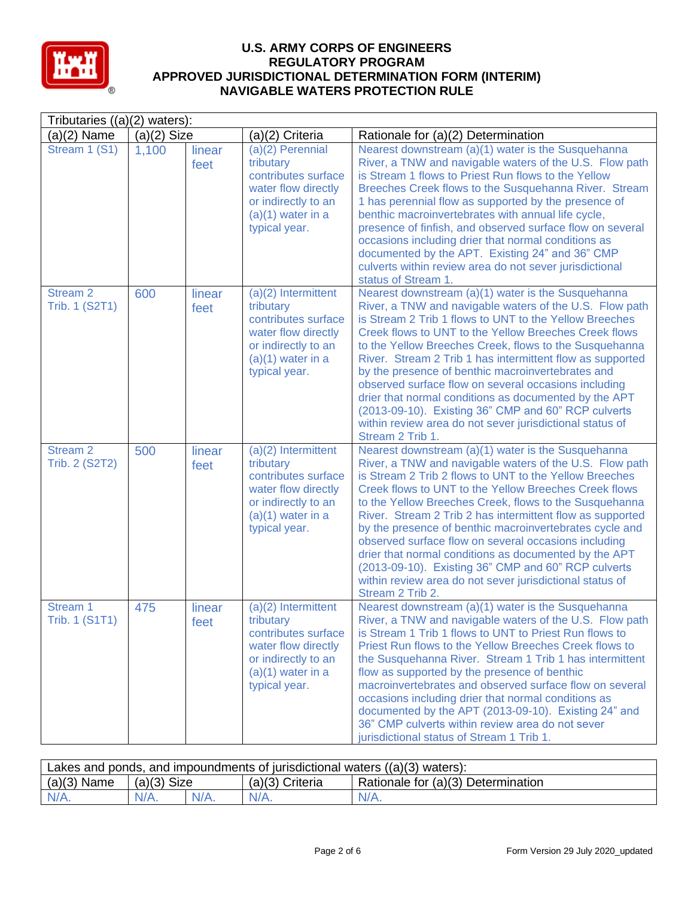# U.S. ARMY CORPS OF ENGINEERS
# REGULATORY PROGRAM
# APPROVED JURISDICTIONAL DETERMINATION FORM (INTERIM)
# NAVIGABLE WATERS PROTECTION RULE

| Tributaries ((a)(2) waters): | | | | |
|---|---|---|---|---|
| (a)(2) Name | (a)(2) Size | | (a)(2) Criteria | Rationale for (a)(2) Determination |
| Stream 1 (S1) | 1,100 | linear feet | (a)(2) Perennial tributary contributes surface water flow directly or indirectly to an (a)(1) water in a typical year. | Nearest downstream (a)(1) water is the Susquehanna River, a TNW and navigable waters of the U.S. Flow path is Stream 1 flows to Priest Run flows to the Yellow Breeches Creek flows to the Susquehanna River. Stream 1 has perennial flow as supported by the presence of benthic macroinvertebrates with annual life cycle, presence of finfish, and observed surface flow on several occasions including drier that normal conditions as documented by the APT. Existing 24" and 36" CMP culverts within review area do not sever jurisdictional status of Stream 1. |
| Stream 2 Trib. 1 (S2T1) | 600 | linear feet | (a)(2) Intermittent tributary contributes surface water flow directly or indirectly to an (a)(1) water in a typical year. | Nearest downstream (a)(1) water is the Susquehanna River, a TNW and navigable waters of the U.S. Flow path is Stream 2 Trib 1 flows to UNT to the Yellow Breeches Creek flows to UNT to the Yellow Breeches Creek flows to the Yellow Breeches Creek, flows to the Susquehanna River. Stream 2 Trib 1 has intermittent flow as supported by the presence of benthic macroinvertebrates and observed surface flow on several occasions including drier that normal conditions as documented by the APT (2013-09-10). Existing 36" CMP and 60" RCP culverts within review area do not sever jurisdictional status of Stream 2 Trib 1. |
| Stream 2 Trib. 2 (S2T2) | 500 | linear feet | (a)(2) Intermittent tributary contributes surface water flow directly or indirectly to an (a)(1) water in a typical year. | Nearest downstream (a)(1) water is the Susquehanna River, a TNW and navigable waters of the U.S. Flow path is Stream 2 Trib 2 flows to UNT to the Yellow Breeches Creek flows to UNT to the Yellow Breeches Creek flows to the Yellow Breeches Creek, flows to the Susquehanna River. Stream 2 Trib 2 has intermittent flow as supported by the presence of benthic macroinvertebrates cycle and observed surface flow on several occasions including drier that normal conditions as documented by the APT (2013-09-10). Existing 36" CMP and 60" RCP culverts within review area do not sever jurisdictional status of Stream 2 Trib 2. |
| Stream 1 Trib. 1 (S1T1) | 475 | linear feet | (a)(2) Intermittent tributary contributes surface water flow directly or indirectly to an (a)(1) water in a typical year. | Nearest downstream (a)(1) water is the Susquehanna River, a TNW and navigable waters of the U.S. Flow path is Stream 1 Trib 1 flows to UNT to Priest Run flows to Priest Run flows to the Yellow Breeches Creek flows to the Susquehanna River. Stream 1 Trib 1 has intermittent flow as supported by the presence of benthic macroinvertebrates and observed surface flow on several occasions including drier that normal conditions as documented by the APT (2013-09-10). Existing 24" and 36" CMP culverts within review area do not sever jurisdictional status of Stream 1 Trib 1. |

| Lakes and ponds, and impoundments of jurisdictional waters ((a)(3) waters): | | | | |
|---|---|---|---|---|
| (a)(3) Name | (a)(3) Size | | (a)(3) Criteria | Rationale for (a)(3) Determination |
| N/A. | N/A. | N/A. | N/A. | N/A. |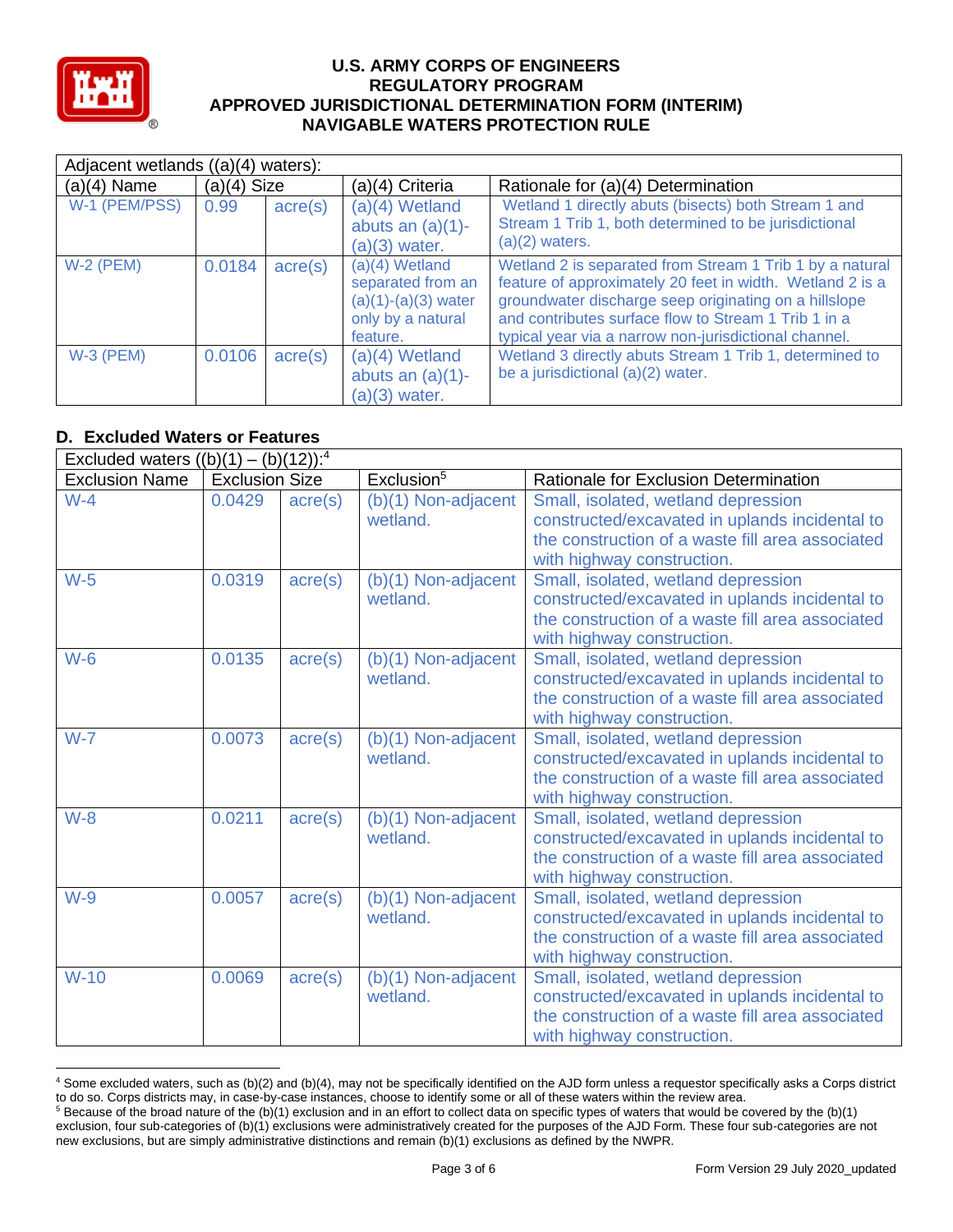# U.S. ARMY CORPS OF ENGINEERS
# REGULATORY PROGRAM
# APPROVED JURISDICTIONAL DETERMINATION FORM (INTERIM)
# NAVIGABLE WATERS PROTECTION RULE

| Adjacent wetlands ((a)(4) waters): | | | | |
|---|---|---|---|---|
| (a)(4) Name | (a)(4) Size | | (a)(4) Criteria | Rationale for (a)(4) Determination |
| W-1 (PEM/PSS) | 0.99 | acre(s) | (a)(4) Wetland abuts an (a)(1)-(a)(3) water. | Wetland 1 directly abuts (bisects) both Stream 1 and Stream 1 Trib 1, both determined to be jurisdictional (a)(2) waters. |
| W-2 (PEM) | 0.0184 | acre(s) | (a)(4) Wetland separated from an (a)(1)-(a)(3) water only by a natural feature. | Wetland 2 is separated from Stream 1 Trib 1 by a natural feature of approximately 20 feet in width. Wetland 2 is a groundwater discharge seep originating on a hillslope and contributes surface flow to Stream 1 Trib 1 in a typical year via a narrow non-jurisdictional channel. |
| W-3 (PEM) | 0.0106 | acre(s) | (a)(4) Wetland abuts an (a)(1)-(a)(3) water. | Wetland 3 directly abuts Stream 1 Trib 1, determined to be a jurisdictional (a)(2) water. |

## D. Excluded Waters or Features

| Excluded waters ((b)(1) – (b)(12)):[4] | | | | |
|---|---|---|---|---|
| Exclusion Name | Exclusion Size | | Exclusion[5] | Rationale for Exclusion Determination |
| W-4 | 0.0429 | acre(s) | (b)(1) Non-adjacent wetland. | Small, isolated, wetland depression constructed/excavated in uplands incidental to the construction of a waste fill area associated with highway construction. |
| W-5 | 0.0319 | acre(s) | (b)(1) Non-adjacent wetland. | Small, isolated, wetland depression constructed/excavated in uplands incidental to the construction of a waste fill area associated with highway construction. |
| W-6 | 0.0135 | acre(s) | (b)(1) Non-adjacent wetland. | Small, isolated, wetland depression constructed/excavated in uplands incidental to the construction of a waste fill area associated with highway construction. |
| W-7 | 0.0073 | acre(s) | (b)(1) Non-adjacent wetland. | Small, isolated, wetland depression constructed/excavated in uplands incidental to the construction of a waste fill area associated with highway construction. |
| W-8 | 0.0211 | acre(s) | (b)(1) Non-adjacent wetland. | Small, isolated, wetland depression constructed/excavated in uplands incidental to the construction of a waste fill area associated with highway construction. |
| W-9 | 0.0057 | acre(s) | (b)(1) Non-adjacent wetland. | Small, isolated, wetland depression constructed/excavated in uplands incidental to the construction of a waste fill area associated with highway construction. |
| W-10 | 0.0069 | acre(s) | (b)(1) Non-adjacent wetland. | Small, isolated, wetland depression constructed/excavated in uplands incidental to the construction of a waste fill area associated with highway construction. |

[4] Some excluded waters, such as (b)(2) and (b)(4), may not be specifically identified on the AJD form unless a requestor specifically asks a Corps district to do so. Corps districts may, in case-by-case instances, choose to identify some or all of these waters within the review area.

[5] Because of the broad nature of the (b)(1) exclusion and in an effort to collect data on specific types of waters that would be covered by the (b)(1) exclusion, four sub-categories of (b)(1) exclusions were administratively created for the purposes of the AJD Form. These four sub-categories are not new exclusions, but are simply administrative distinctions and remain (b)(1) exclusions as defined by the NWPR.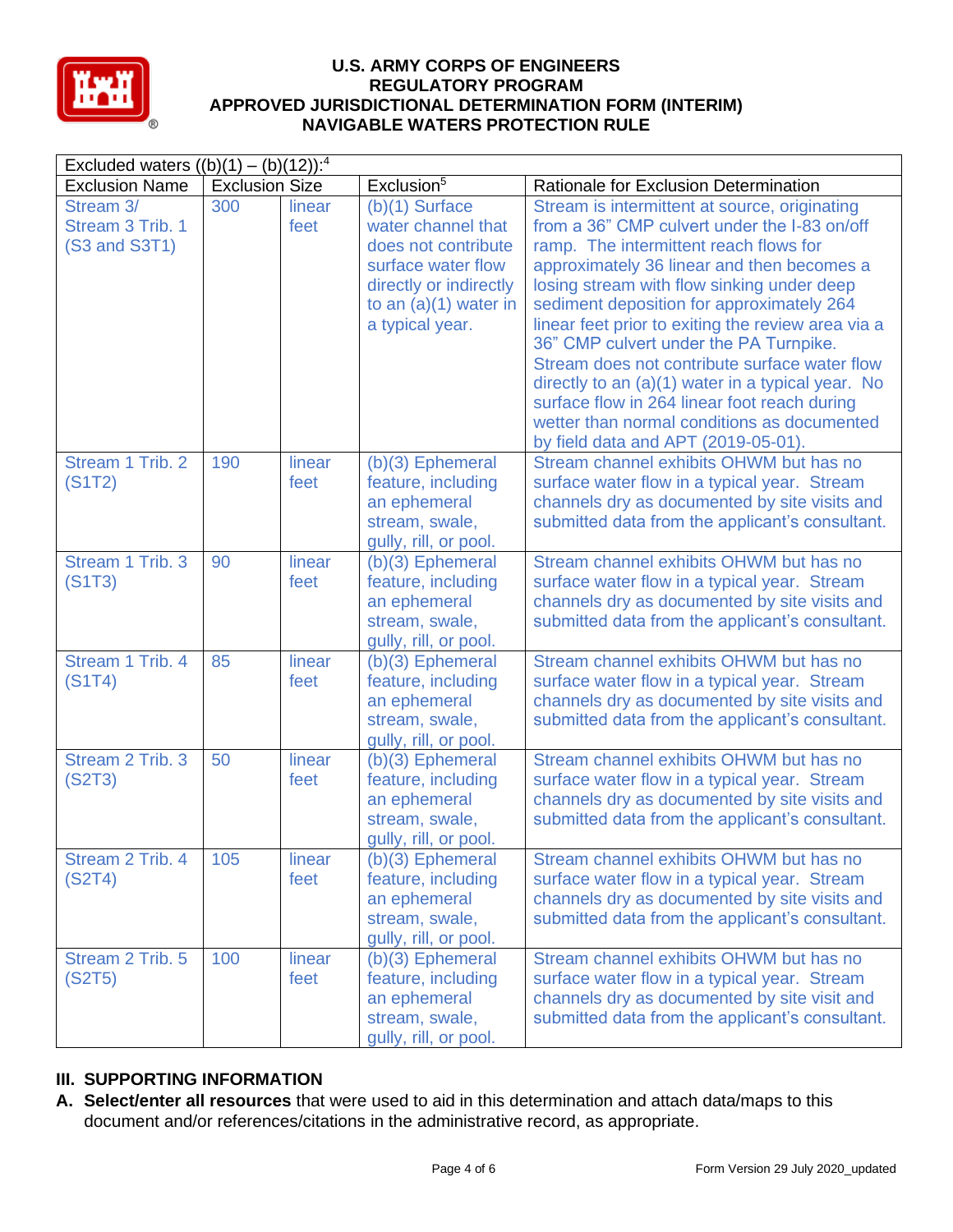| Excluded waters ((b)(1) – (b)(12)):[4] | | | | |
|---|---|---|---|---|
| Exclusion Name | Exclusion Size | | Exclusion[5] | Rationale for Exclusion Determination |
| Stream 3/ Stream 3 Trib. 1 (S3 and S3T1) | 300 | linear feet | (b)(1) Surface water channel that does not contribute surface water flow directly or indirectly to an (a)(1) water in a typical year. | Stream is intermittent at source, originating from a 36" CMP culvert under the I-83 on/off ramp. The intermittent reach flows for approximately 36 linear and then becomes a losing stream with flow sinking under deep sediment deposition for approximately 264 linear feet prior to exiting the review area via a 36" CMP culvert under the PA Turnpike. Stream does not contribute surface water flow directly to an (a)(1) water in a typical year. No surface flow in 264 linear foot reach during wetter than normal conditions as documented by field data and APT (2019-05-01). |
| Stream 1 Trib. 2 (S1T2) | 190 | linear feet | (b)(3) Ephemeral feature, including an ephemeral stream, swale, gully, rill, or pool. | Stream channel exhibits OHWM but has no surface water flow in a typical year. Stream channels dry as documented by site visits and submitted data from the applicant's consultant. |
| Stream 1 Trib. 3 (S1T3) | 90 | linear feet | (b)(3) Ephemeral feature, including an ephemeral stream, swale, gully, rill, or pool. | Stream channel exhibits OHWM but has no surface water flow in a typical year. Stream channels dry as documented by site visits and submitted data from the applicant's consultant. |
| Stream 1 Trib. 4 (S1T4) | 85 | linear feet | (b)(3) Ephemeral feature, including an ephemeral stream, swale, gully, rill, or pool. | Stream channel exhibits OHWM but has no surface water flow in a typical year. Stream channels dry as documented by site visits and submitted data from the applicant's consultant. |
| Stream 2 Trib. 3 (S2T3) | 50 | linear feet | (b)(3) Ephemeral feature, including an ephemeral stream, swale, gully, rill, or pool. | Stream channel exhibits OHWM but has no surface water flow in a typical year. Stream channels dry as documented by site visits and submitted data from the applicant's consultant. |
| Stream 2 Trib. 4 (S2T4) | 105 | linear feet | (b)(3) Ephemeral feature, including an ephemeral stream, swale, gully, rill, or pool. | Stream channel exhibits OHWM but has no surface water flow in a typical year. Stream channels dry as documented by site visits and submitted data from the applicant's consultant. |
| Stream 2 Trib. 5 (S2T5) | 100 | linear feet | (b)(3) Ephemeral feature, including an ephemeral stream, swale, gully, rill, or pool. | Stream channel exhibits OHWM but has no surface water flow in a typical year. Stream channels dry as documented by site visit and submitted data from the applicant's consultant. |

## III. SUPPORTING INFORMATION

**A. Select/enter all resources** that were used to aid in this determination and attach data/maps to this document and/or references/citations in the administrative record, as appropriate.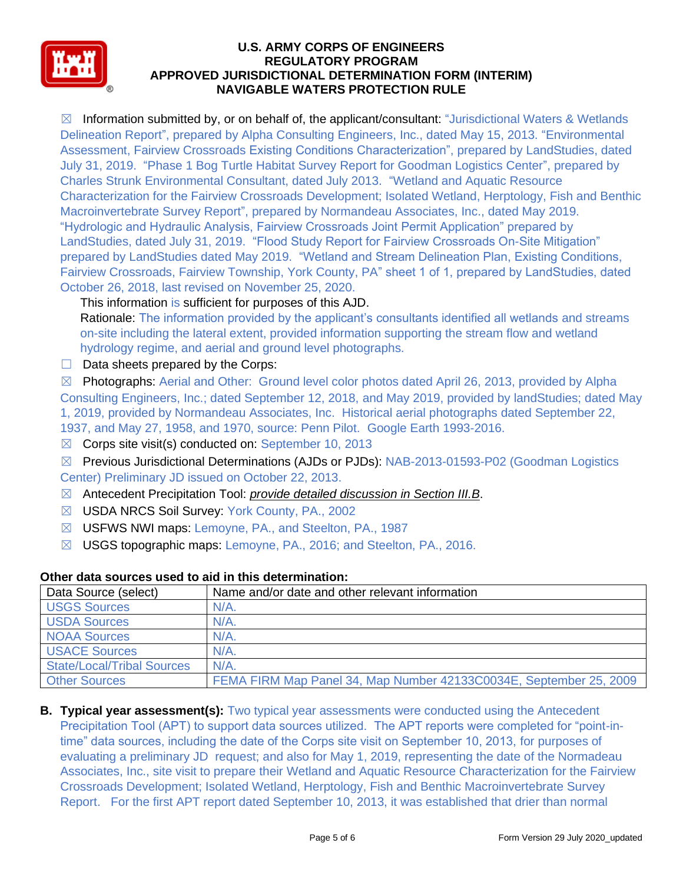☒ Information submitted by, or on behalf of, the applicant/consultant: "Jurisdictional Waters & Wetlands Delineation Report", prepared by Alpha Consulting Engineers, Inc., dated May 15, 2013. "Environmental Assessment, Fairview Crossroads Existing Conditions Characterization", prepared by LandStudies, dated July 31, 2019. "Phase 1 Bog Turtle Habitat Survey Report for Goodman Logistics Center", prepared by Charles Strunk Environmental Consultant, dated July 2013. "Wetland and Aquatic Resource Characterization for the Fairview Crossroads Development; Isolated Wetland, Herptology, Fish and Benthic Macroinvertebrate Survey Report", prepared by Normandeau Associates, Inc., dated May 2019. "Hydrologic and Hydraulic Analysis, Fairview Crossroads Joint Permit Application" prepared by LandStudies, dated July 31, 2019. "Flood Study Report for Fairview Crossroads On-Site Mitigation" prepared by LandStudies dated May 2019. "Wetland and Stream Delineation Plan, Existing Conditions, Fairview Crossroads, Fairview Township, York County, PA" sheet 1 of 1, prepared by LandStudies, dated October 26, 2018, last revised on November 25, 2020.

This information is sufficient for purposes of this AJD.

Rationale: The information provided by the applicant's consultants identified all wetlands and streams on-site including the lateral extent, provided information supporting the stream flow and wetland hydrology regime, and aerial and ground level photographs.

☐ Data sheets prepared by the Corps:

☒ Photographs: Aerial and Other: Ground level color photos dated April 26, 2013, provided by Alpha Consulting Engineers, Inc.; dated September 12, 2018, and May 2019, provided by landStudies; dated May 1, 2019, provided by Normandeau Associates, Inc. Historical aerial photographs dated September 22, 1937, and May 27, 1958, and 1970, source: Penn Pilot. Google Earth 1993-2016.

☒ Corps site visit(s) conducted on: September 10, 2013

☒ Previous Jurisdictional Determinations (AJDs or PJDs): NAB-2013-01593-P02 (Goodman Logistics Center) Preliminary JD issued on October 22, 2013.

☒ Antecedent Precipitation Tool: *provide detailed discussion in Section III.B*.

☒ USDA NRCS Soil Survey: York County, PA., 2002

☒ USFWS NWI maps: Lemoyne, PA., and Steelton, PA., 1987

☒ USGS topographic maps: Lemoyne, PA., 2016; and Steelton, PA., 2016.

**Other data sources used to aid in this determination:**

| Data Source (select) | Name and/or date and other relevant information |
|---|---|
| USGS Sources | N/A. |
| USDA Sources | N/A. |
| NOAA Sources | N/A. |
| USACE Sources | N/A. |
| State/Local/Tribal Sources | N/A. |
| Other Sources | FEMA FIRM Map Panel 34, Map Number 42133C0034E, September 25, 2009 |

**B. Typical year assessment(s):** Two typical year assessments were conducted using the Antecedent Precipitation Tool (APT) to support data sources utilized. The APT reports were completed for "point-in-time" data sources, including the date of the Corps site visit on September 10, 2013, for purposes of evaluating a preliminary JD request; and also for May 1, 2019, representing the date of the Normadeau Associates, Inc., site visit to prepare their Wetland and Aquatic Resource Characterization for the Fairview Crossroads Development; Isolated Wetland, Herptology, Fish and Benthic Macroinvertebrate Survey Report. For the first APT report dated September 10, 2013, it was established that drier than normal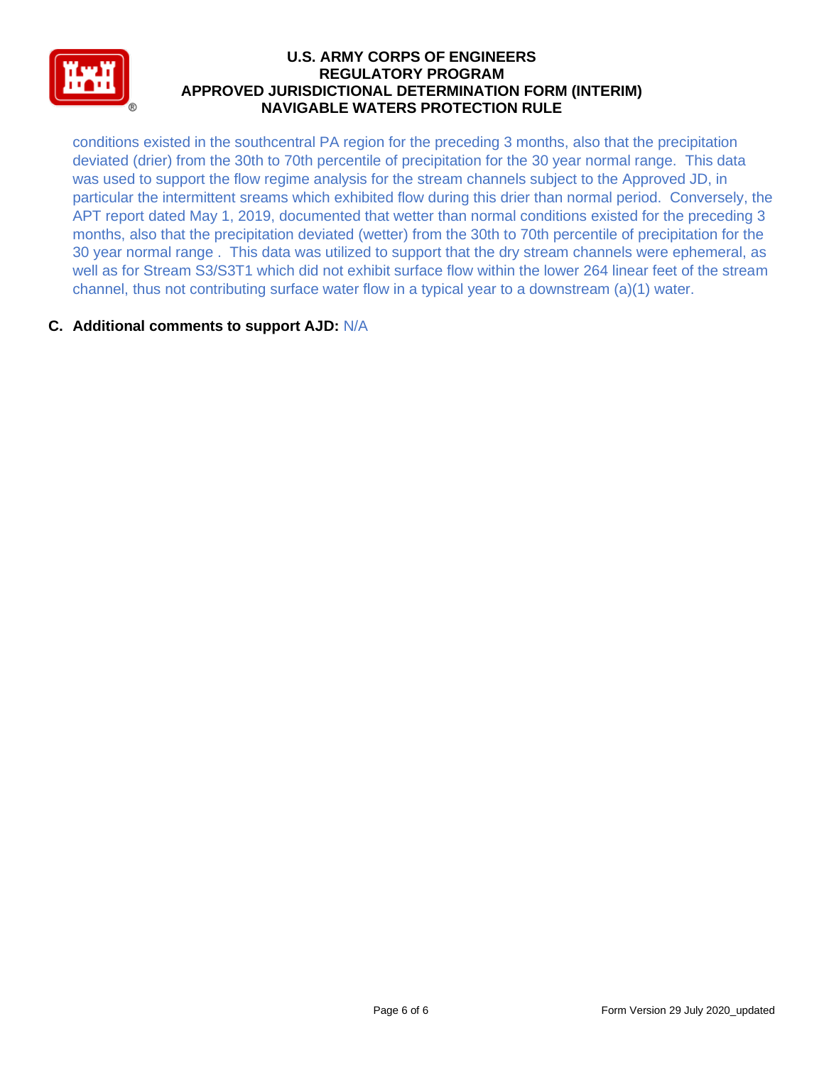conditions existed in the southcentral PA region for the preceding 3 months, also that the precipitation deviated (drier) from the 30th to 70th percentile of precipitation for the 30 year normal range. This data was used to support the flow regime analysis for the stream channels subject to the Approved JD, in particular the intermittent sreams which exhibited flow during this drier than normal period. Conversely, the APT report dated May 1, 2019, documented that wetter than normal conditions existed for the preceding 3 months, also that the precipitation deviated (wetter) from the 30th to 70th percentile of precipitation for the 30 year normal range . This data was utilized to support that the dry stream channels were ephemeral, as well as for Stream S3/S3T1 which did not exhibit surface flow within the lower 264 linear feet of the stream channel, thus not contributing surface water flow in a typical year to a downstream (a)(1) water.

**C. Additional comments to support AJD:** N/A